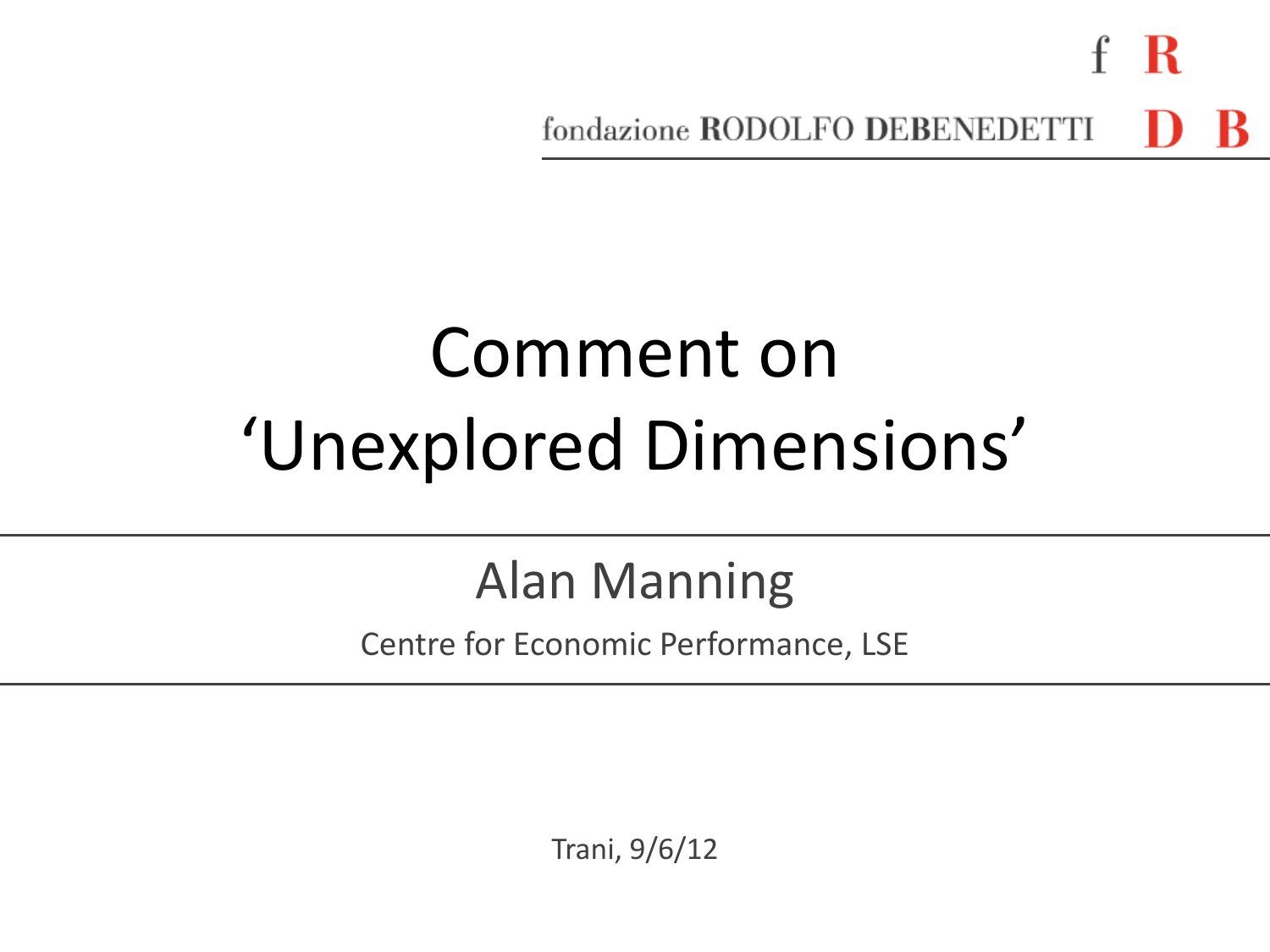fondazione RODOLFO DEBENEDETTI

# Comment on 'Unexplored Dimensions'

## Alan Manning

Centre for Economic Performance, LSE

Trani, 9/6/12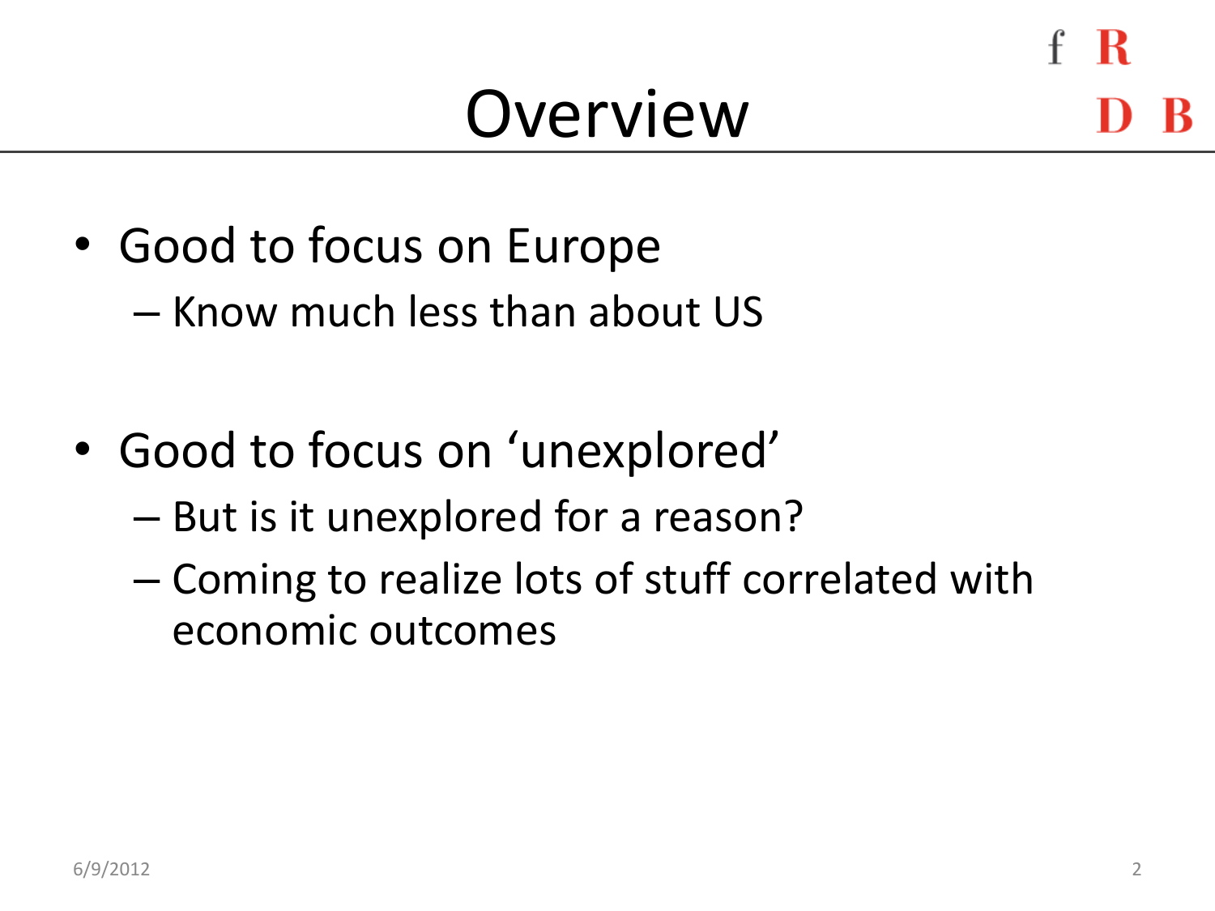# Overview

- Good to focus on Europe
  - Know much less than about US
- Good to focus on 'unexplored'
  - But is it unexplored for a reason?
  - Coming to realize lots of stuff correlated with economic outcomes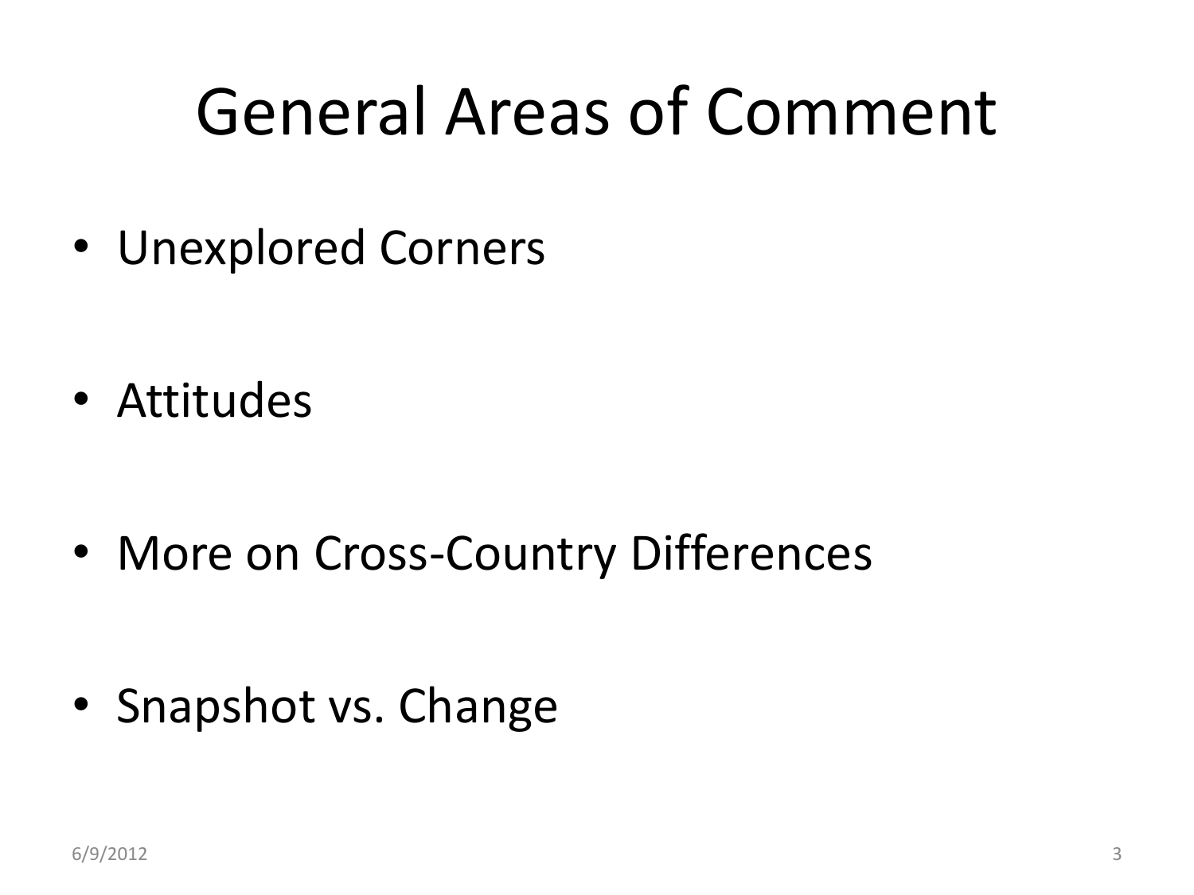# General Areas of Comment

- Unexplored Corners
- Attitudes
- More on Cross-Country Differences
- Snapshot vs. Change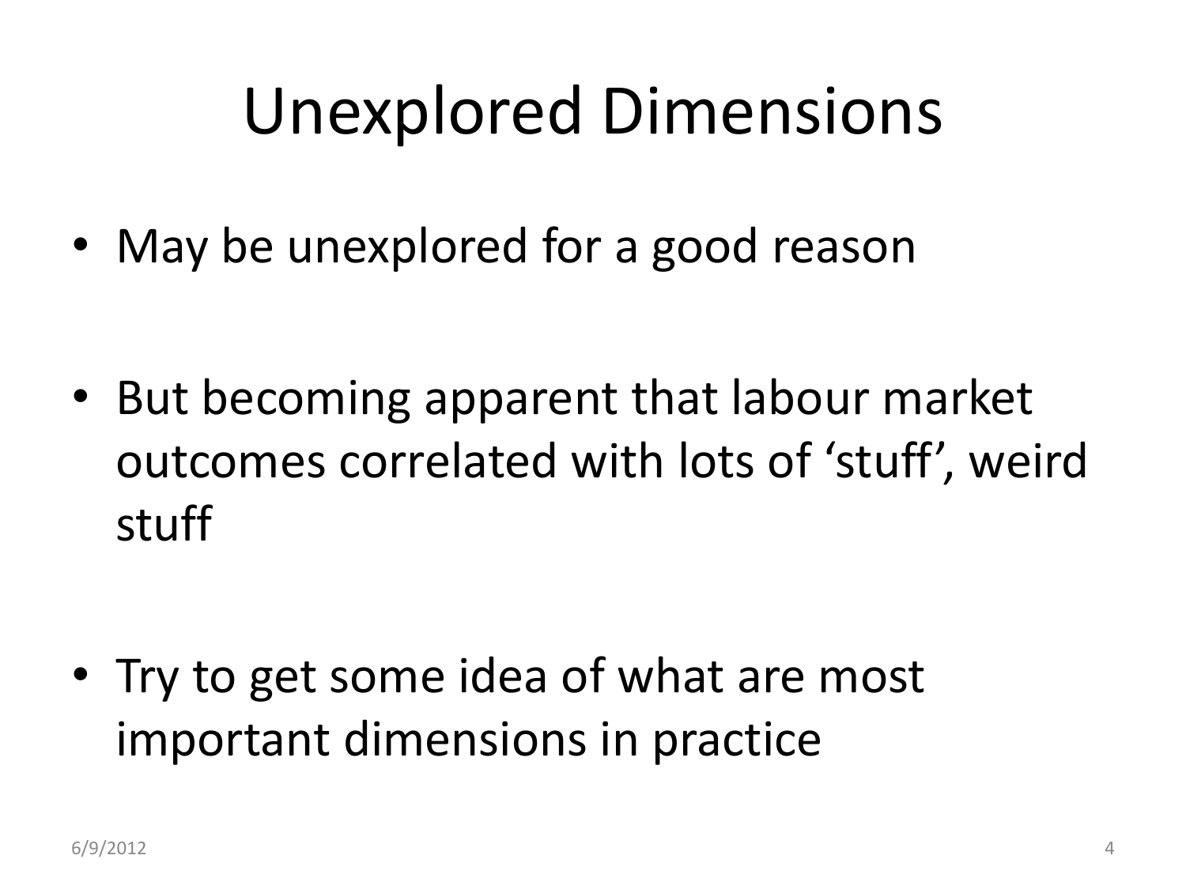# Unexplored Dimensions

- May be unexplored for a good reason
- But becoming apparent that labour market outcomes correlated with lots of 'stuff', weird stuff
- Try to get some idea of what are most important dimensions in practice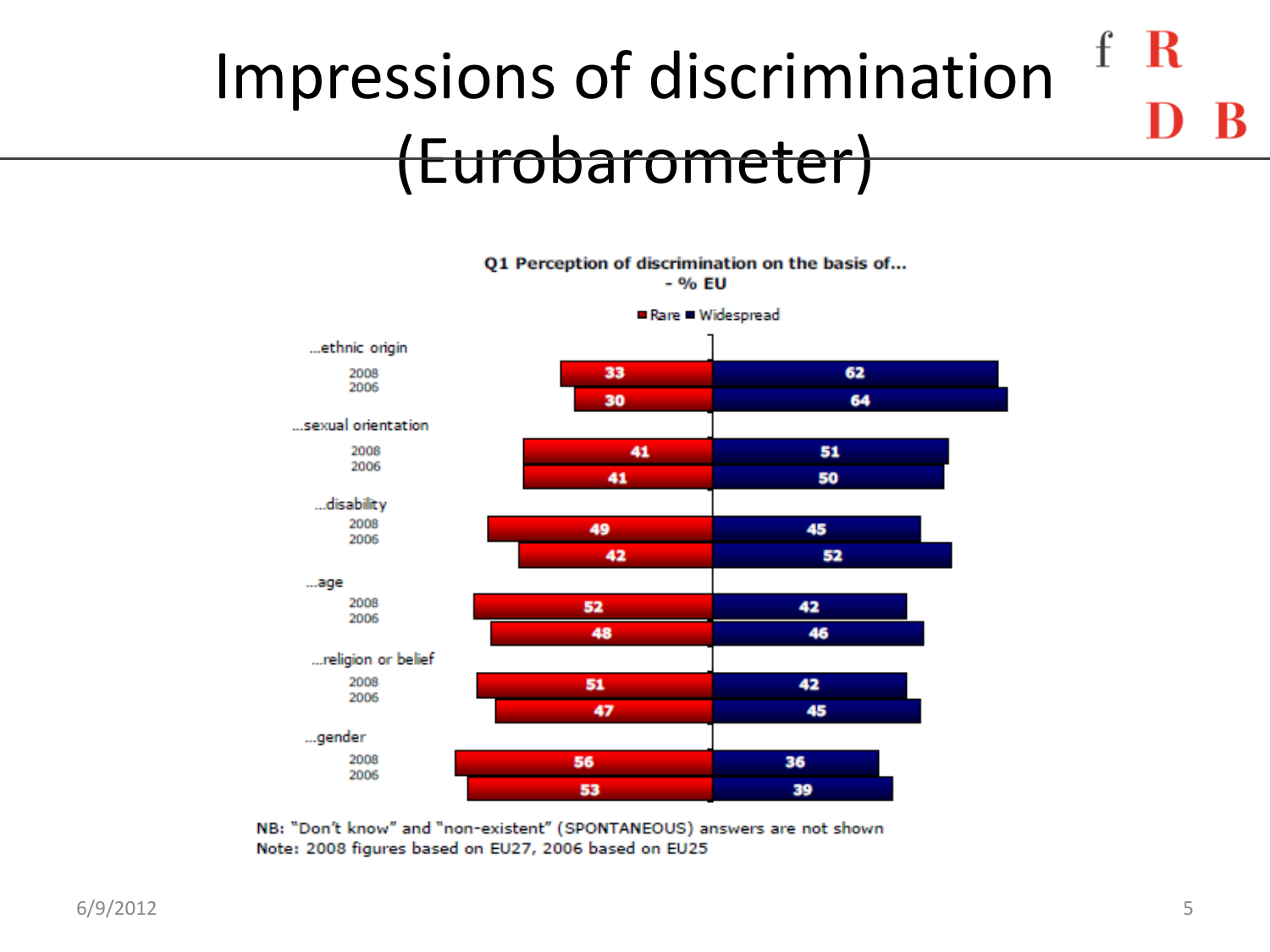# Impressions of discrimination (Eurobarometer)

**Q1 Perception of discrimination on the basis of... - % EU**

| | Year | Rare | Widespread |
|---|---|---|---|
| ...ethnic origin | 2008 | 33 | 62 |
| | 2006 | 30 | 64 |
| ...sexual orientation | 2008 | 41 | 51 |
| | 2006 | 41 | 50 |
| ...disability | 2008 | 49 | 45 |
| | 2006 | 42 | 52 |
| ...age | 2008 | 52 | 42 |
| | 2006 | 48 | 46 |
| ...religion or belief | 2008 | 51 | 42 |
| | 2006 | 47 | 45 |
| ...gender | 2008 | 56 | 36 |
| | 2006 | 53 | 39 |

NB: "Don't know" and "non-existent" (SPONTANEOUS) answers are not shown

Note: 2008 figures based on EU27, 2006 based on EU25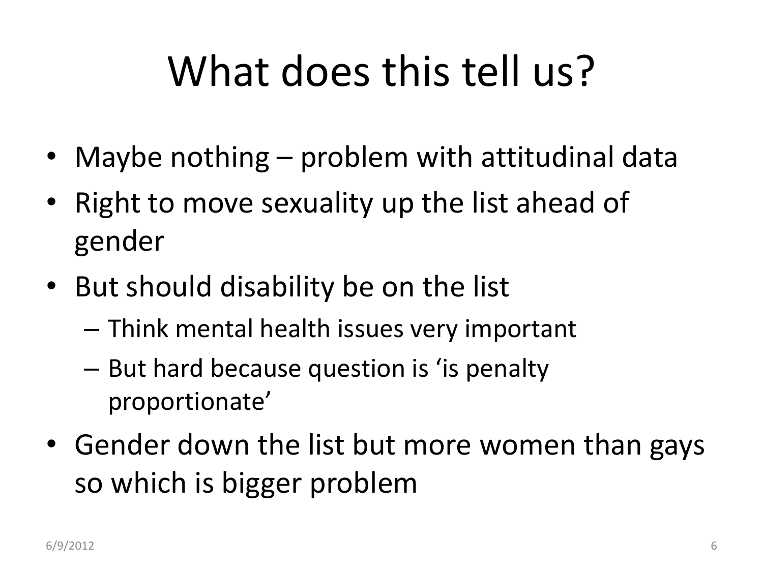# What does this tell us?

- Maybe nothing – problem with attitudinal data
- Right to move sexuality up the list ahead of gender
- But should disability be on the list
  - Think mental health issues very important
  - But hard because question is 'is penalty proportionate'
- Gender down the list but more women than gays so which is bigger problem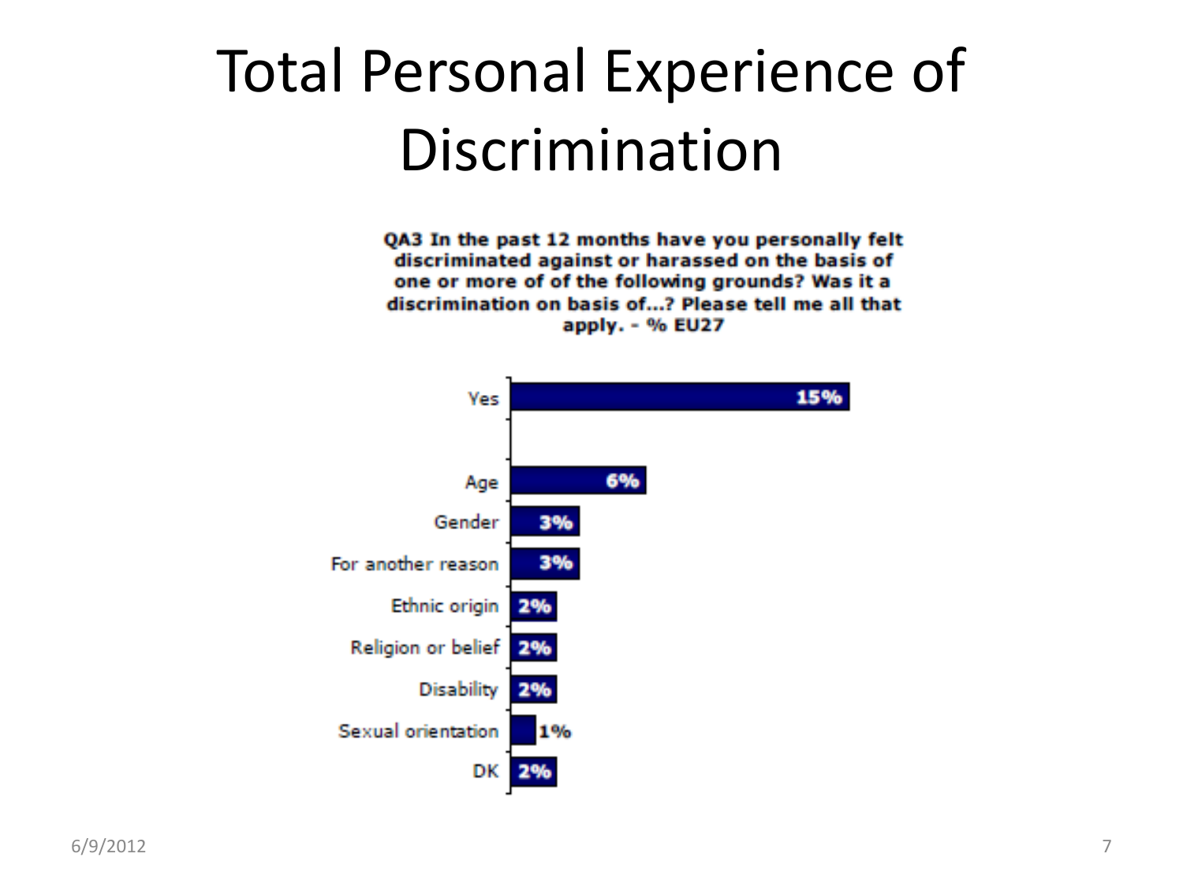# Total Personal Experience of Discrimination

**QA3 In the past 12 months have you personally felt discriminated against or harassed on the basis of one or more of of the following grounds? Was it a discrimination on basis of...? Please tell me all that apply. - % EU27**

| Response | % |
|---|---|
| Yes | 15% |
| Age | 6% |
| Gender | 3% |
| For another reason | 3% |
| Ethnic origin | 2% |
| Religion or belief | 2% |
| Disability | 2% |
| Sexual orientation | 1% |
| DK | 2% |

6/9/2012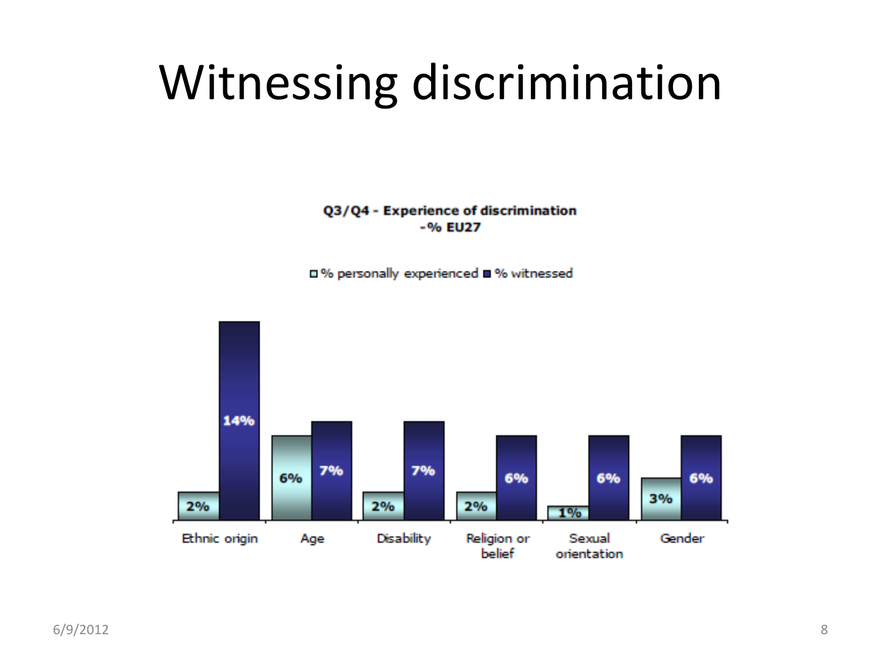# Witnessing discrimination

**Q3/Q4 - Experience of discrimination - % EU27**

| | % personally experienced | % witnessed |
|---|---|---|
| Ethnic origin | 2% | 14% |
| Age | 6% | 7% |
| Disability | 2% | 7% |
| Religion or belief | 2% | 6% |
| Sexual orientation | 1% | 6% |
| Gender | 3% | 6% |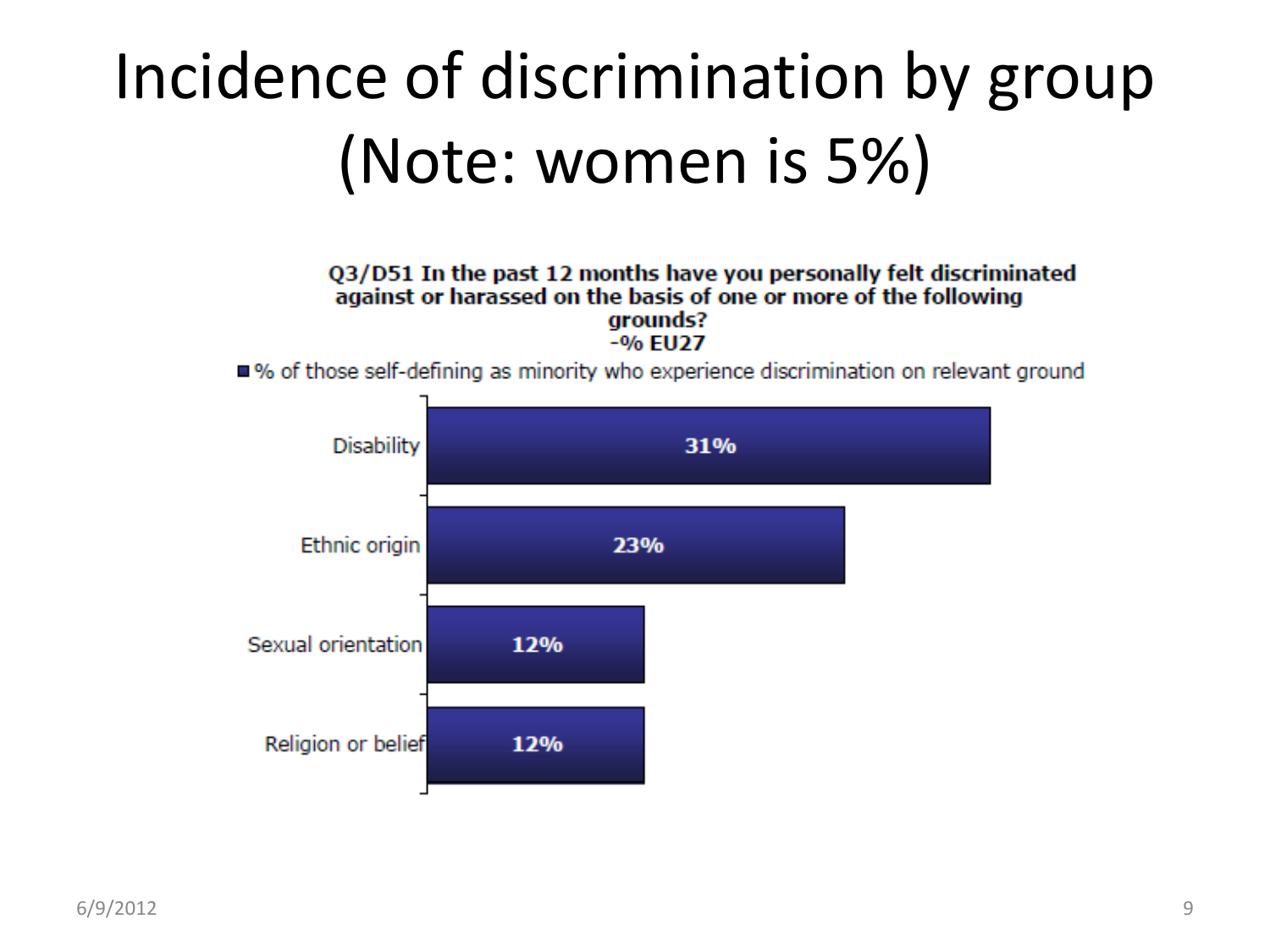# Incidence of discrimination by group (Note: women is 5%)

**Q3/D51 In the past 12 months have you personally felt discriminated against or harassed on the basis of one or more of the following grounds?**
**-% EU27**

■ % of those self-defining as minority who experience discrimination on relevant ground

| Ground | % |
| --- | --- |
| Disability | 31% |
| Ethnic origin | 23% |
| Sexual orientation | 12% |
| Religion or belief | 12% |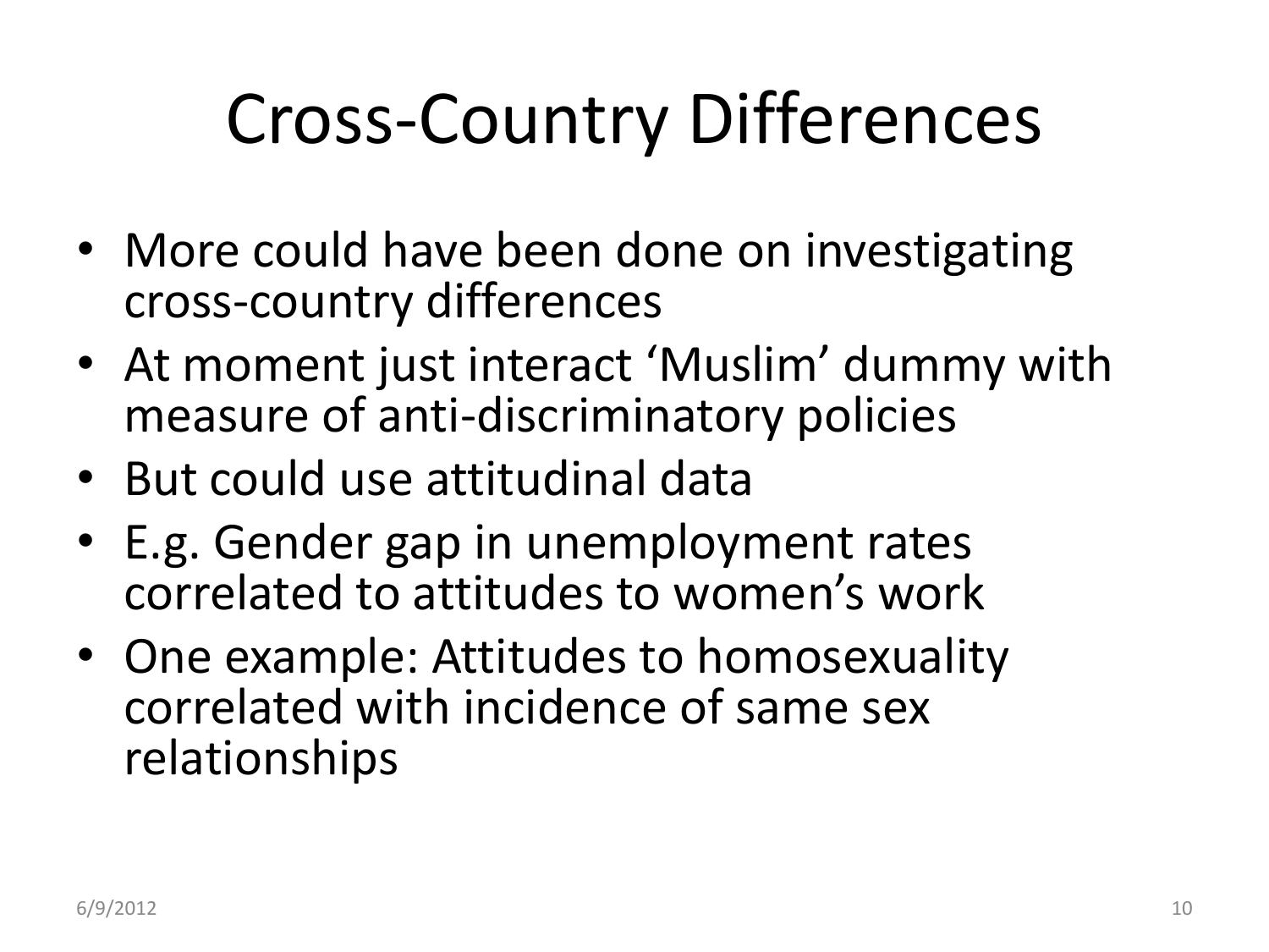# Cross-Country Differences

- More could have been done on investigating cross-country differences
- At moment just interact 'Muslim' dummy with measure of anti-discriminatory policies
- But could use attitudinal data
- E.g. Gender gap in unemployment rates correlated to attitudes to women's work
- One example: Attitudes to homosexuality correlated with incidence of same sex relationships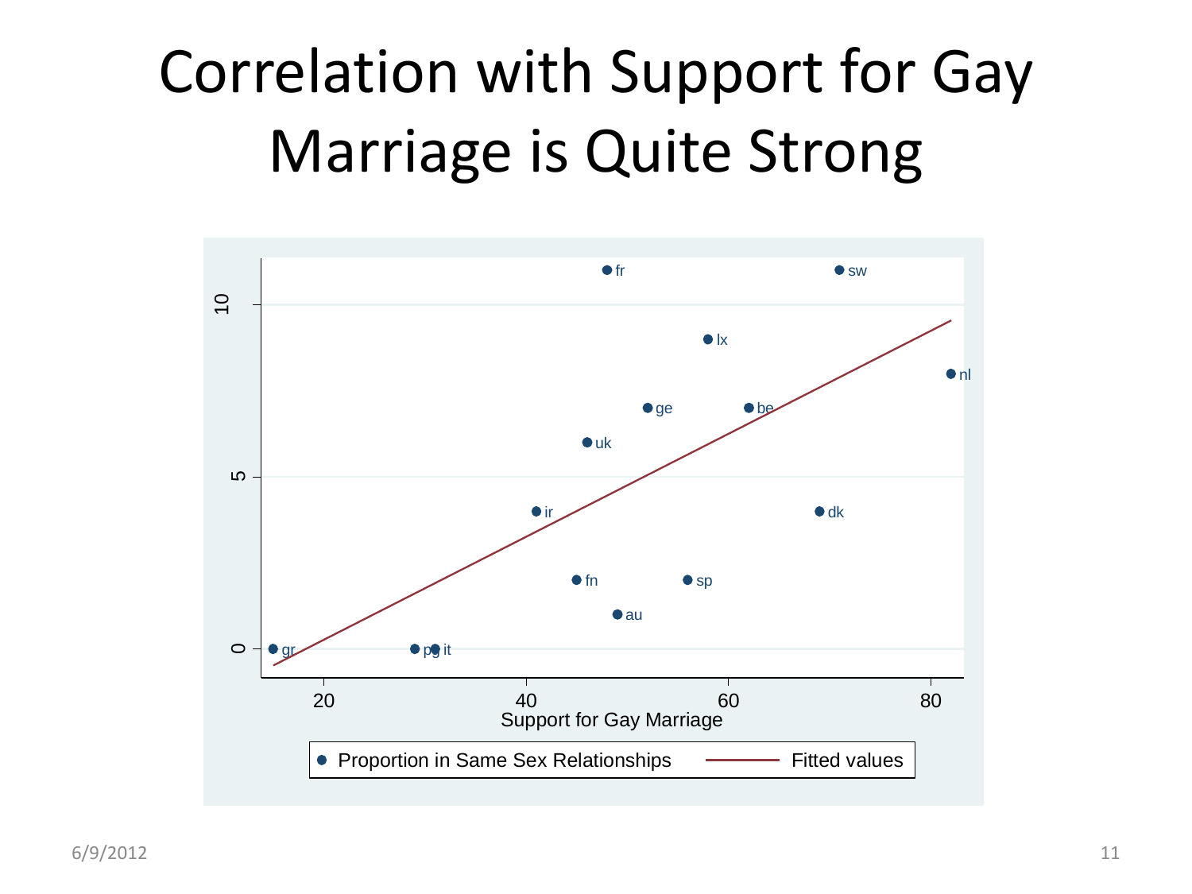# Correlation with Support for Gay Marriage is Quite Strong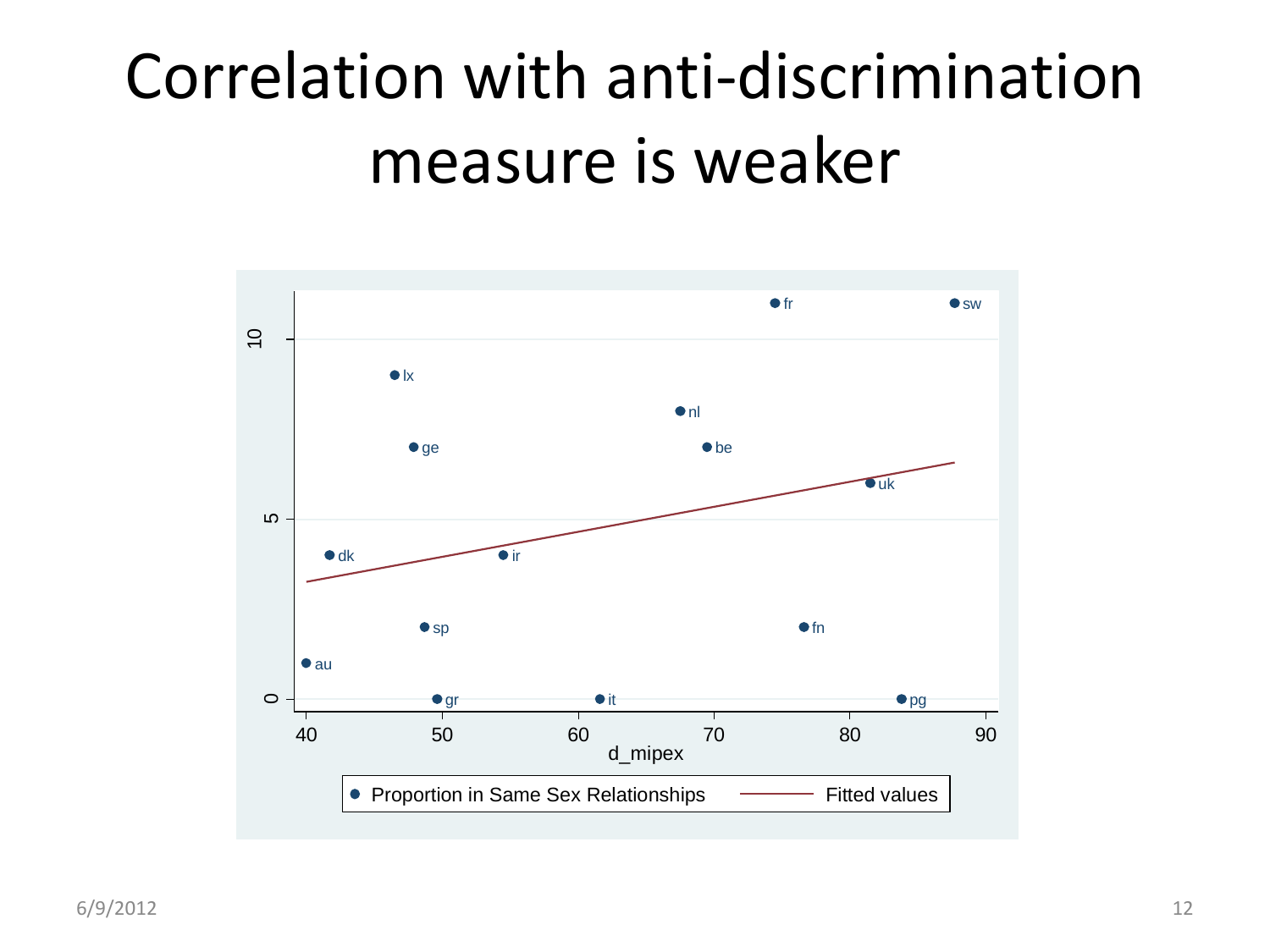# Correlation with anti-discrimination measure is weaker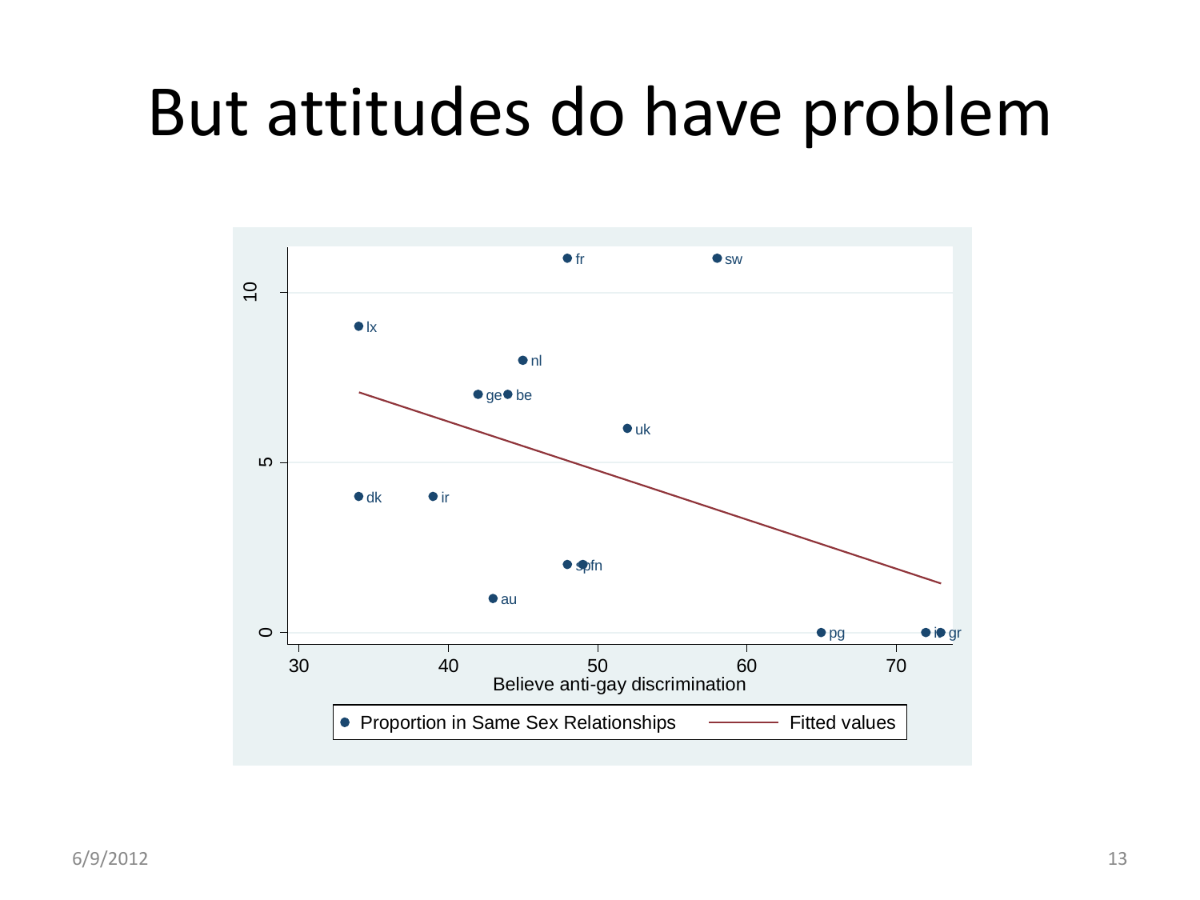# But attitudes do have problem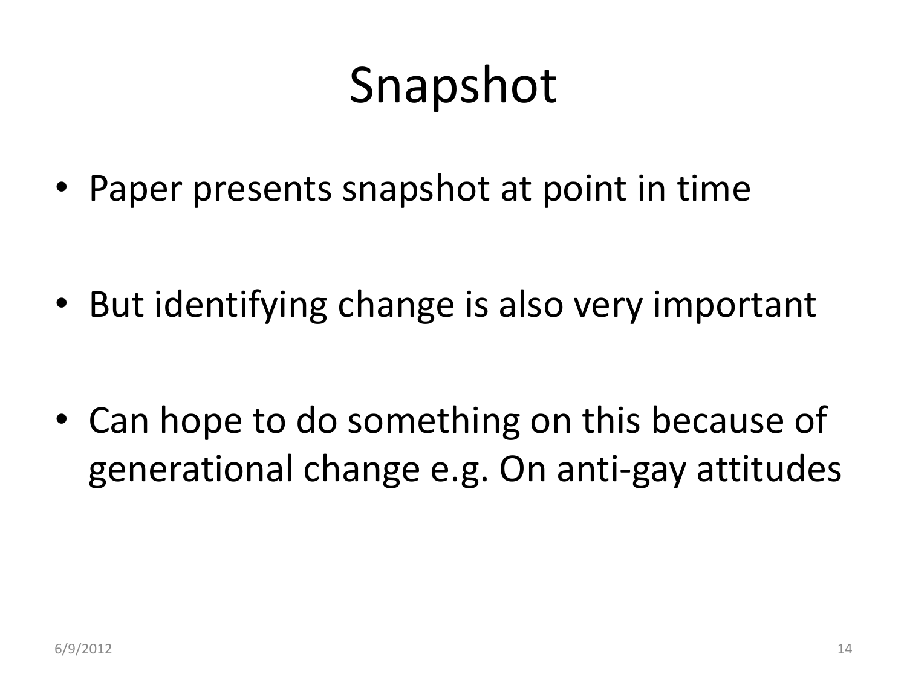# Snapshot

- Paper presents snapshot at point in time
- But identifying change is also very important
- Can hope to do something on this because of generational change e.g. On anti-gay attitudes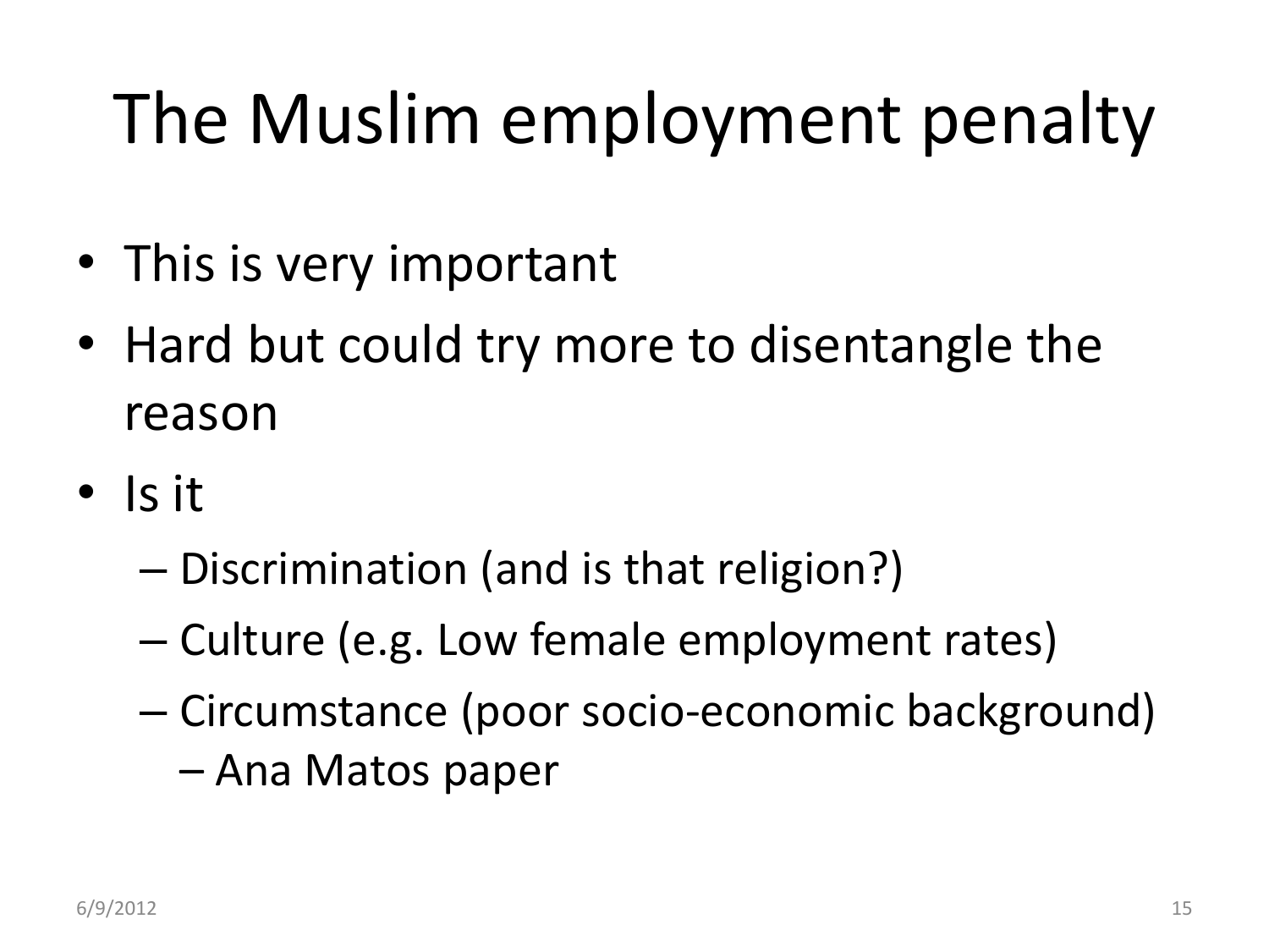# The Muslim employment penalty

- This is very important
- Hard but could try more to disentangle the reason
- Is it
  - Discrimination (and is that religion?)
  - Culture (e.g. Low female employment rates)
  - Circumstance (poor socio-economic background) – Ana Matos paper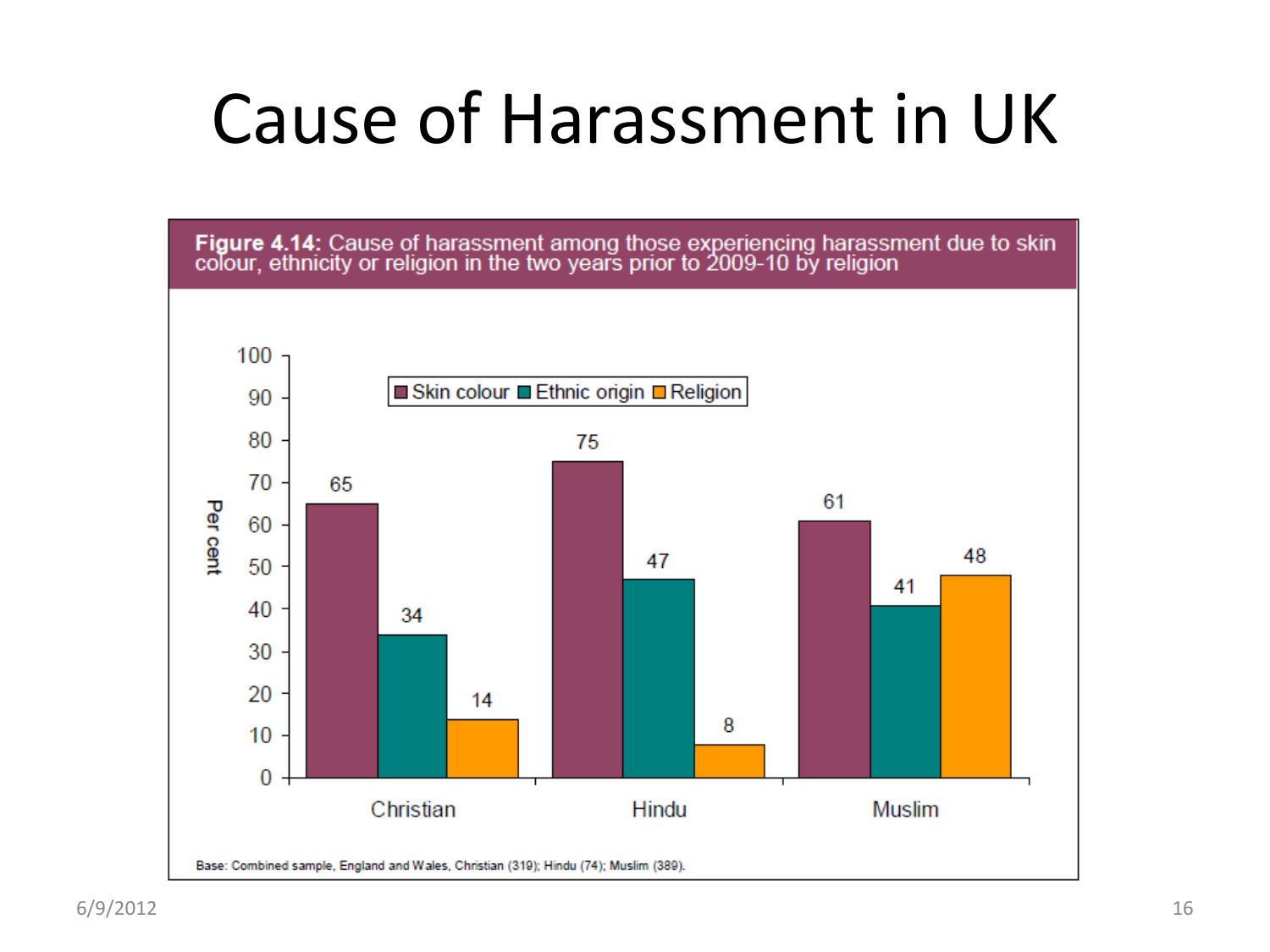# Cause of Harassment in UK

**Figure 4.14:** Cause of harassment among those experiencing harassment due to skin colour, ethnicity or religion in the two years prior to 2009-10 by religion

| Per cent | Skin colour | Ethnic origin | Religion |
|---|---|---|---|
| Christian | 65 | 34 | 14 |
| Hindu | 75 | 47 | 8 |
| Muslim | 61 | 41 | 48 |

Base: Combined sample, England and Wales, Christian (319); Hindu (74); Muslim (389).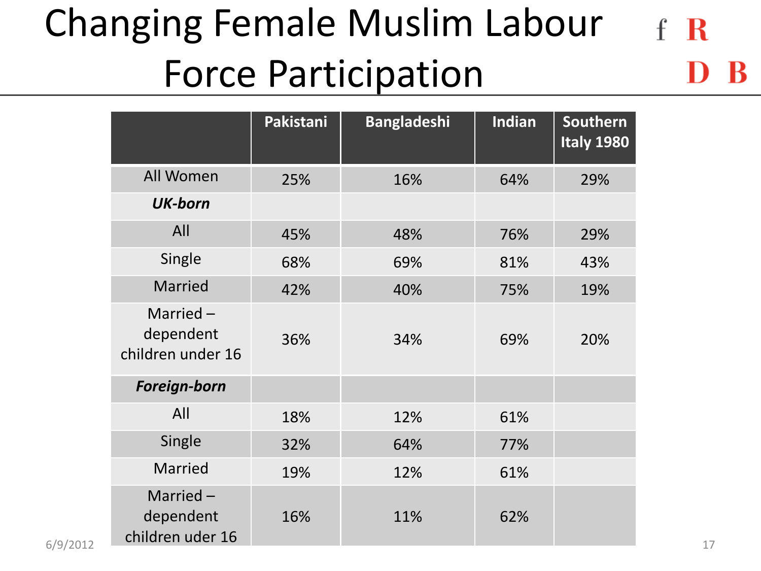# Changing Female Muslim Labour Force Participation

|  | Pakistani | Bangladeshi | Indian | Southern Italy 1980 |
|---|---|---|---|---|
| All Women | 25% | 16% | 64% | 29% |
| ***UK-born*** | | | | |
| All | 45% | 48% | 76% | 29% |
| Single | 68% | 69% | 81% | 43% |
| Married | 42% | 40% | 75% | 19% |
| Married – dependent children under 16 | 36% | 34% | 69% | 20% |
| ***Foreign-born*** | | | | |
| All | 18% | 12% | 61% | |
| Single | 32% | 64% | 77% | |
| Married | 19% | 12% | 61% | |
| Married – dependent children uder 16 | 16% | 11% | 62% | |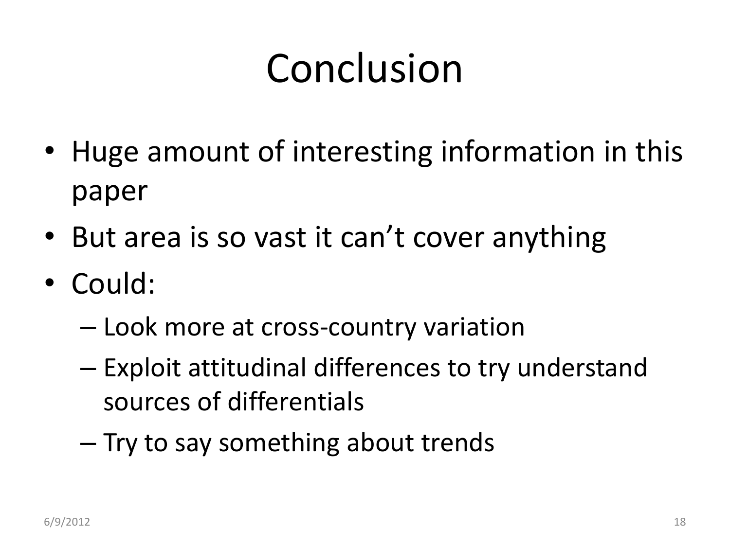# Conclusion

- Huge amount of interesting information in this paper
- But area is so vast it can’t cover anything
- Could:
  - Look more at cross-country variation
  - Exploit attitudinal differences to try understand sources of differentials
  - Try to say something about trends